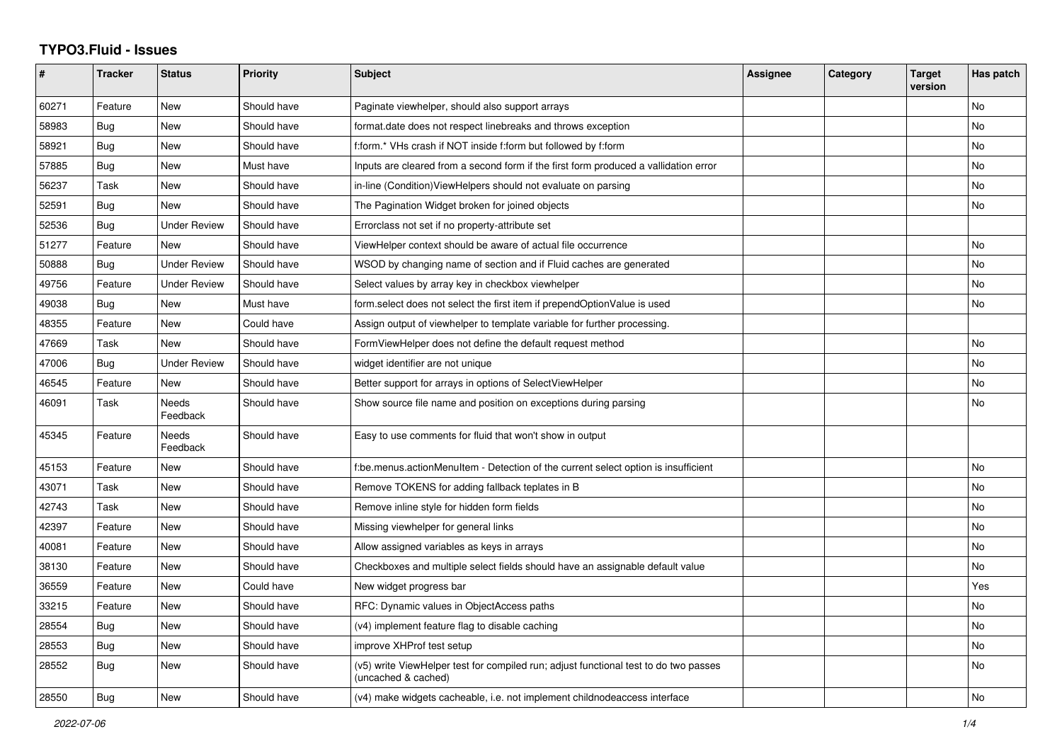# TYPO3.Fluid - Issues

| # | Tracker | Status | Priority | Subject | Assignee | Category | Target version | Has patch |
|---|---|---|---|---|---|---|---|---|
| 60271 | Feature | New | Should have | Paginate viewhelper, should also support arrays | | | | No |
| 58983 | Bug | New | Should have | format.date does not respect linebreaks and throws exception | | | | No |
| 58921 | Bug | New | Should have | f:form.* VHs crash if NOT inside f:form but followed by f:form | | | | No |
| 57885 | Bug | New | Must have | Inputs are cleared from a second form if the first form produced a vallidation error | | | | No |
| 56237 | Task | New | Should have | in-line (Condition)ViewHelpers should not evaluate on parsing | | | | No |
| 52591 | Bug | New | Should have | The Pagination Widget broken for joined objects | | | | No |
| 52536 | Bug | Under Review | Should have | Errorclass not set if no property-attribute set | | | | |
| 51277 | Feature | New | Should have | ViewHelper context should be aware of actual file occurrence | | | | No |
| 50888 | Bug | Under Review | Should have | WSOD by changing name of section and if Fluid caches are generated | | | | No |
| 49756 | Feature | Under Review | Should have | Select values by array key in checkbox viewhelper | | | | No |
| 49038 | Bug | New | Must have | form.select does not select the first item if prependOptionValue is used | | | | No |
| 48355 | Feature | New | Could have | Assign output of viewhelper to template variable for further processing. | | | | |
| 47669 | Task | New | Should have | FormViewHelper does not define the default request method | | | | No |
| 47006 | Bug | Under Review | Should have | widget identifier are not unique | | | | No |
| 46545 | Feature | New | Should have | Better support for arrays in options of SelectViewHelper | | | | No |
| 46091 | Task | Needs Feedback | Should have | Show source file name and position on exceptions during parsing | | | | No |
| 45345 | Feature | Needs Feedback | Should have | Easy to use comments for fluid that won't show in output | | | | |
| 45153 | Feature | New | Should have | f:be.menus.actionMenuItem - Detection of the current select option is insufficient | | | | No |
| 43071 | Task | New | Should have | Remove TOKENS for adding fallback teplates in B | | | | No |
| 42743 | Task | New | Should have | Remove inline style for hidden form fields | | | | No |
| 42397 | Feature | New | Should have | Missing viewhelper for general links | | | | No |
| 40081 | Feature | New | Should have | Allow assigned variables as keys in arrays | | | | No |
| 38130 | Feature | New | Should have | Checkboxes and multiple select fields should have an assignable default value | | | | No |
| 36559 | Feature | New | Could have | New widget progress bar | | | | Yes |
| 33215 | Feature | New | Should have | RFC: Dynamic values in ObjectAccess paths | | | | No |
| 28554 | Bug | New | Should have | (v4) implement feature flag to disable caching | | | | No |
| 28553 | Bug | New | Should have | improve XHProf test setup | | | | No |
| 28552 | Bug | New | Should have | (v5) write ViewHelper test for compiled run; adjust functional test to do two passes (uncached & cached) | | | | No |
| 28550 | Bug | New | Should have | (v4) make widgets cacheable, i.e. not implement childnodeaccess interface | | | | No |

*2022-07-06*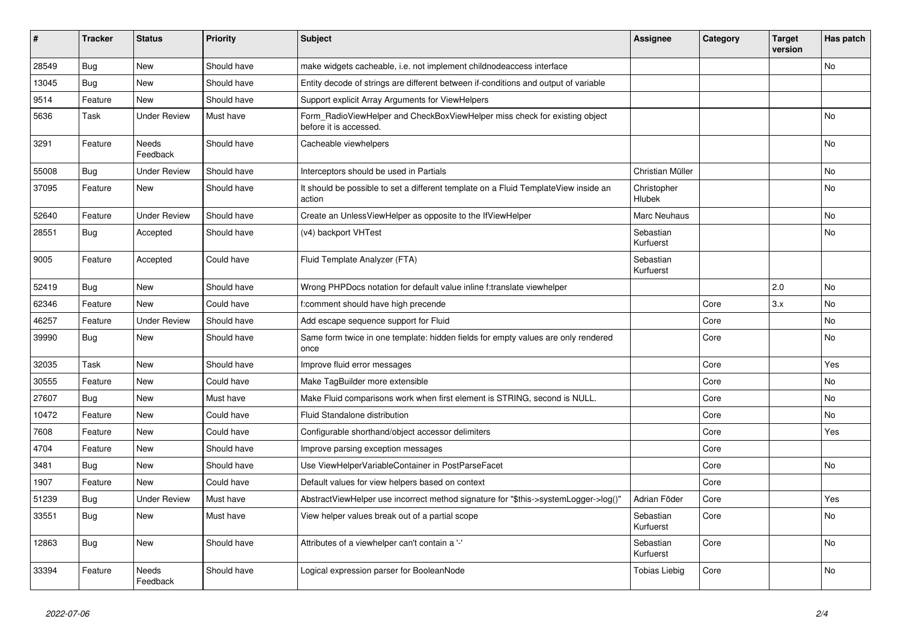| # | Tracker | Status | Priority | Subject | Assignee | Category | Target version | Has patch |
|---|---|---|---|---|---|---|---|---|
| 28549 | Bug | New | Should have | make widgets cacheable, i.e. not implement childnodeaccess interface | | | | No |
| 13045 | Bug | New | Should have | Entity decode of strings are different between if-conditions and output of variable | | | | |
| 9514 | Feature | New | Should have | Support explicit Array Arguments for ViewHelpers | | | | |
| 5636 | Task | Under Review | Must have | Form_RadioViewHelper and CheckBoxViewHelper miss check for existing object before it is accessed. | | | | No |
| 3291 | Feature | Needs Feedback | Should have | Cacheable viewhelpers | | | | No |
| 55008 | Bug | Under Review | Should have | Interceptors should be used in Partials | Christian Müller | | | No |
| 37095 | Feature | New | Should have | It should be possible to set a different template on a Fluid TemplateView inside an action | Christopher Hlubek | | | No |
| 52640 | Feature | Under Review | Should have | Create an UnlessViewHelper as opposite to the IfViewHelper | Marc Neuhaus | | | No |
| 28551 | Bug | Accepted | Should have | (v4) backport VHTest | Sebastian Kurfuerst | | | No |
| 9005 | Feature | Accepted | Could have | Fluid Template Analyzer (FTA) | Sebastian Kurfuerst | | | |
| 52419 | Bug | New | Should have | Wrong PHPDocs notation for default value inline f:translate viewhelper | | | 2.0 | No |
| 62346 | Feature | New | Could have | f:comment should have high precende | | Core | 3.x | No |
| 46257 | Feature | Under Review | Should have | Add escape sequence support for Fluid | | Core | | No |
| 39990 | Bug | New | Should have | Same form twice in one template: hidden fields for empty values are only rendered once | | Core | | No |
| 32035 | Task | New | Should have | Improve fluid error messages | | Core | | Yes |
| 30555 | Feature | New | Could have | Make TagBuilder more extensible | | Core | | No |
| 27607 | Bug | New | Must have | Make Fluid comparisons work when first element is STRING, second is NULL. | | Core | | No |
| 10472 | Feature | New | Could have | Fluid Standalone distribution | | Core | | No |
| 7608 | Feature | New | Could have | Configurable shorthand/object accessor delimiters | | Core | | Yes |
| 4704 | Feature | New | Should have | Improve parsing exception messages | | Core | | |
| 3481 | Bug | New | Should have | Use ViewHelperVariableContainer in PostParseFacet | | Core | | No |
| 1907 | Feature | New | Could have | Default values for view helpers based on context | | Core | | |
| 51239 | Bug | Under Review | Must have | AbstractViewHelper use incorrect method signature for "$this->systemLogger->log()" | Adrian Föder | Core | | Yes |
| 33551 | Bug | New | Must have | View helper values break out of a partial scope | Sebastian Kurfuerst | Core | | No |
| 12863 | Bug | New | Should have | Attributes of a viewhelper can't contain a '-' | Sebastian Kurfuerst | Core | | No |
| 33394 | Feature | Needs Feedback | Should have | Logical expression parser for BooleanNode | Tobias Liebig | Core | | No |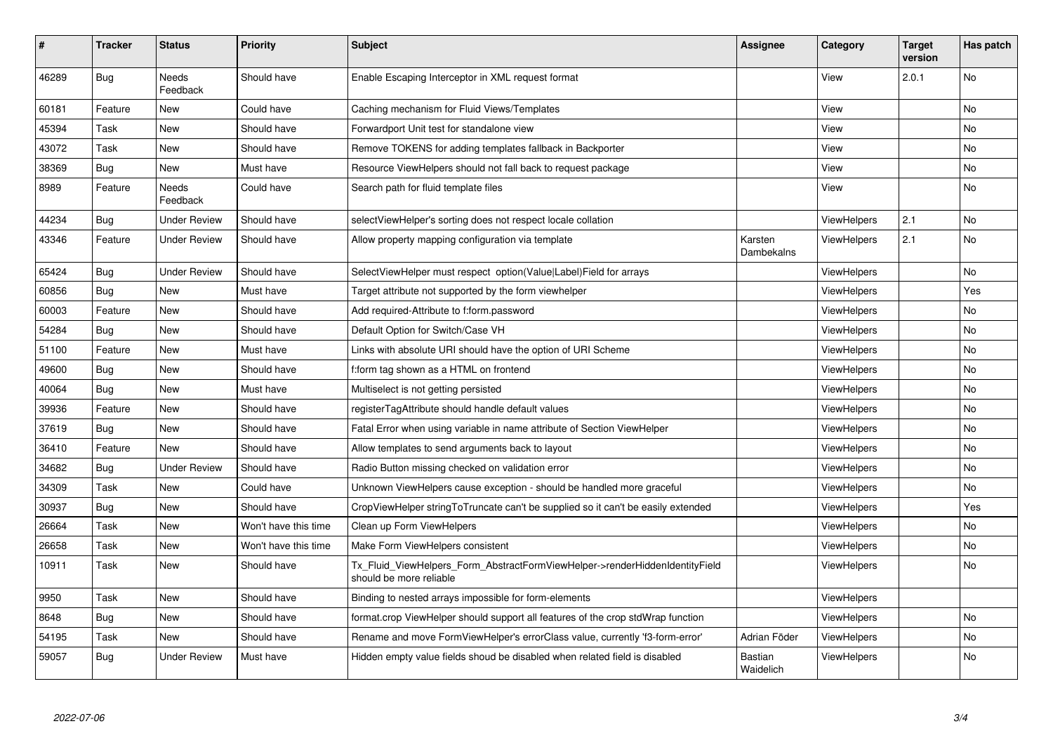| # | Tracker | Status | Priority | Subject | Assignee | Category | Target version | Has patch |
|---|---|---|---|---|---|---|---|---|
| 46289 | Bug | Needs Feedback | Should have | Enable Escaping Interceptor in XML request format | | View | 2.0.1 | No |
| 60181 | Feature | New | Could have | Caching mechanism for Fluid Views/Templates | | View | | No |
| 45394 | Task | New | Should have | Forwardport Unit test for standalone view | | View | | No |
| 43072 | Task | New | Should have | Remove TOKENS for adding templates fallback in Backporter | | View | | No |
| 38369 | Bug | New | Must have | Resource ViewHelpers should not fall back to request package | | View | | No |
| 8989 | Feature | Needs Feedback | Could have | Search path for fluid template files | | View | | No |
| 44234 | Bug | Under Review | Should have | selectViewHelper's sorting does not respect locale collation | | ViewHelpers | 2.1 | No |
| 43346 | Feature | Under Review | Should have | Allow property mapping configuration via template | Karsten Dambekalns | ViewHelpers | 2.1 | No |
| 65424 | Bug | Under Review | Should have | SelectViewHelper must respect option(Value\|Label)Field for arrays | | ViewHelpers | | No |
| 60856 | Bug | New | Must have | Target attribute not supported by the form viewhelper | | ViewHelpers | | Yes |
| 60003 | Feature | New | Should have | Add required-Attribute to f:form.password | | ViewHelpers | | No |
| 54284 | Bug | New | Should have | Default Option for Switch/Case VH | | ViewHelpers | | No |
| 51100 | Feature | New | Must have | Links with absolute URI should have the option of URI Scheme | | ViewHelpers | | No |
| 49600 | Bug | New | Should have | f:form tag shown as a HTML on frontend | | ViewHelpers | | No |
| 40064 | Bug | New | Must have | Multiselect is not getting persisted | | ViewHelpers | | No |
| 39936 | Feature | New | Should have | registerTagAttribute should handle default values | | ViewHelpers | | No |
| 37619 | Bug | New | Should have | Fatal Error when using variable in name attribute of Section ViewHelper | | ViewHelpers | | No |
| 36410 | Feature | New | Should have | Allow templates to send arguments back to layout | | ViewHelpers | | No |
| 34682 | Bug | Under Review | Should have | Radio Button missing checked on validation error | | ViewHelpers | | No |
| 34309 | Task | New | Could have | Unknown ViewHelpers cause exception - should be handled more graceful | | ViewHelpers | | No |
| 30937 | Bug | New | Should have | CropViewHelper stringToTruncate can't be supplied so it can't be easily extended | | ViewHelpers | | Yes |
| 26664 | Task | New | Won't have this time | Clean up Form ViewHelpers | | ViewHelpers | | No |
| 26658 | Task | New | Won't have this time | Make Form ViewHelpers consistent | | ViewHelpers | | No |
| 10911 | Task | New | Should have | Tx_Fluid_ViewHelpers_Form_AbstractFormViewHelper->renderHiddenIdentityField should be more reliable | | ViewHelpers | | No |
| 9950 | Task | New | Should have | Binding to nested arrays impossible for form-elements | | ViewHelpers | | |
| 8648 | Bug | New | Should have | format.crop ViewHelper should support all features of the crop stdWrap function | | ViewHelpers | | No |
| 54195 | Task | New | Should have | Rename and move FormViewHelper's errorClass value, currently 'f3-form-error' | Adrian Föder | ViewHelpers | | No |
| 59057 | Bug | Under Review | Must have | Hidden empty value fields shoud be disabled when related field is disabled | Bastian Waidelich | ViewHelpers | | No |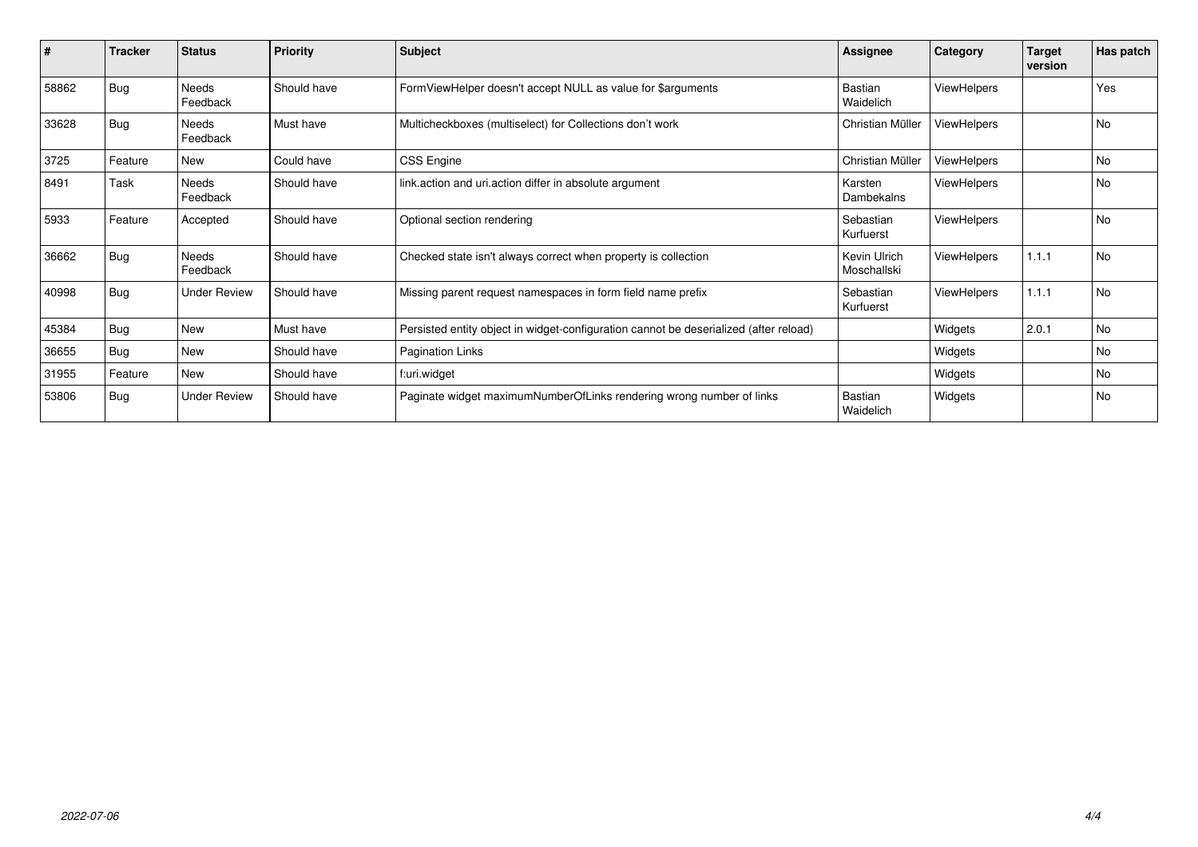| # | Tracker | Status | Priority | Subject | Assignee | Category | Target version | Has patch |
|---|---|---|---|---|---|---|---|---|
| 58862 | Bug | Needs Feedback | Should have | FormViewHelper doesn't accept NULL as value for $arguments | Bastian Waidelich | ViewHelpers | | Yes |
| 33628 | Bug | Needs Feedback | Must have | Multicheckboxes (multiselect) for Collections don't work | Christian Müller | ViewHelpers | | No |
| 3725 | Feature | New | Could have | CSS Engine | Christian Müller | ViewHelpers | | No |
| 8491 | Task | Needs Feedback | Should have | link.action and uri.action differ in absolute argument | Karsten Dambekalns | ViewHelpers | | No |
| 5933 | Feature | Accepted | Should have | Optional section rendering | Sebastian Kurfuerst | ViewHelpers | | No |
| 36662 | Bug | Needs Feedback | Should have | Checked state isn't always correct when property is collection | Kevin Ulrich Moschallski | ViewHelpers | 1.1.1 | No |
| 40998 | Bug | Under Review | Should have | Missing parent request namespaces in form field name prefix | Sebastian Kurfuerst | ViewHelpers | 1.1.1 | No |
| 45384 | Bug | New | Must have | Persisted entity object in widget-configuration cannot be deserialized (after reload) | | Widgets | 2.0.1 | No |
| 36655 | Bug | New | Should have | Pagination Links | | Widgets | | No |
| 31955 | Feature | New | Should have | f:uri.widget | | Widgets | | No |
| 53806 | Bug | Under Review | Should have | Paginate widget maximumNumberOfLinks rendering wrong number of links | Bastian Waidelich | Widgets | | No |

*2022-07-06*